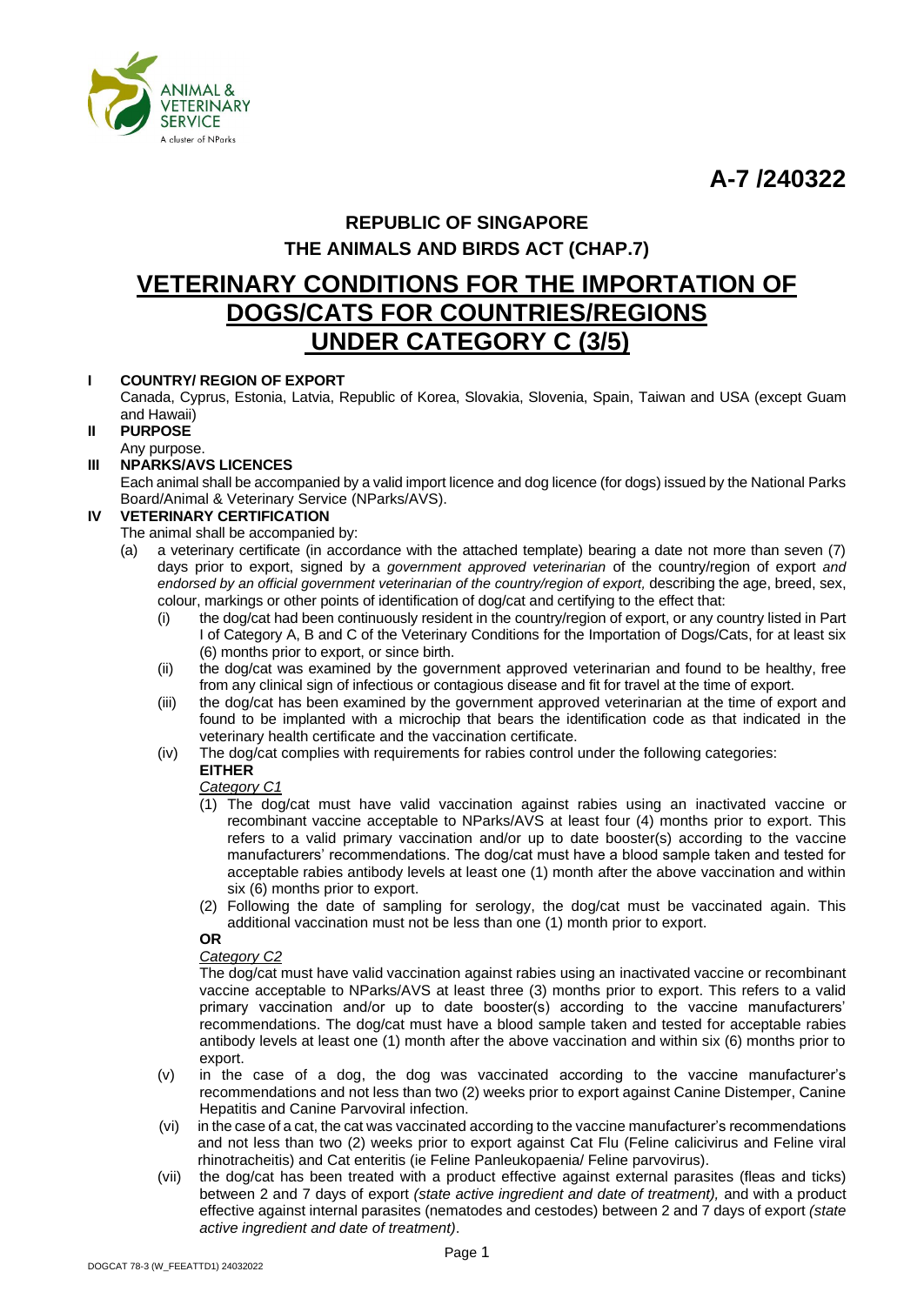**A-7 /240322**

**REPUBLIC OF SINGAPORE**
**THE ANIMALS AND BIRDS ACT (CHAP.7)**

# VETERINARY CONDITIONS FOR THE IMPORTATION OF DOGS/CATS FOR COUNTRIES/REGIONS UNDER CATEGORY C (3/5)

**I COUNTRY/ REGION OF EXPORT**

Canada, Cyprus, Estonia, Latvia, Republic of Korea, Slovakia, Slovenia, Spain, Taiwan and USA (except Guam and Hawaii)

**II PURPOSE**

Any purpose.

**III NPARKS/AVS LICENCES**

Each animal shall be accompanied by a valid import licence and dog licence (for dogs) issued by the National Parks Board/Animal & Veterinary Service (NParks/AVS).

**IV VETERINARY CERTIFICATION**

The animal shall be accompanied by:

(a) a veterinary certificate (in accordance with the attached template) bearing a date not more than seven (7) days prior to export, signed by a *government approved veterinarian* of the country/region of export *and endorsed by an official government veterinarian of the country/region of export,* describing the age, breed, sex, colour, markings or other points of identification of dog/cat and certifying to the effect that:

(i) the dog/cat had been continuously resident in the country/region of export, or any country listed in Part I of Category A, B and C of the Veterinary Conditions for the Importation of Dogs/Cats, for at least six (6) months prior to export, or since birth.

(ii) the dog/cat was examined by the government approved veterinarian and found to be healthy, free from any clinical sign of infectious or contagious disease and fit for travel at the time of export.

(iii) the dog/cat has been examined by the government approved veterinarian at the time of export and found to be implanted with a microchip that bears the identification code as that indicated in the veterinary health certificate and the vaccination certificate.

(iv) The dog/cat complies with requirements for rabies control under the following categories:

**EITHER**

*Category C1*

(1) The dog/cat must have valid vaccination against rabies using an inactivated vaccine or recombinant vaccine acceptable to NParks/AVS at least four (4) months prior to export. This refers to a valid primary vaccination and/or up to date booster(s) according to the vaccine manufacturers' recommendations. The dog/cat must have a blood sample taken and tested for acceptable rabies antibody levels at least one (1) month after the above vaccination and within six (6) months prior to export.

(2) Following the date of sampling for serology, the dog/cat must be vaccinated again. This additional vaccination must not be less than one (1) month prior to export.

**OR**

*Category C2*

The dog/cat must have valid vaccination against rabies using an inactivated vaccine or recombinant vaccine acceptable to NParks/AVS at least three (3) months prior to export. This refers to a valid primary vaccination and/or up to date booster(s) according to the vaccine manufacturers' recommendations. The dog/cat must have a blood sample taken and tested for acceptable rabies antibody levels at least one (1) month after the above vaccination and within six (6) months prior to export.

(v) in the case of a dog, the dog was vaccinated according to the vaccine manufacturer's recommendations and not less than two (2) weeks prior to export against Canine Distemper, Canine Hepatitis and Canine Parvoviral infection.

(vi) in the case of a cat, the cat was vaccinated according to the vaccine manufacturer's recommendations and not less than two (2) weeks prior to export against Cat Flu (Feline calicivirus and Feline viral rhinotracheitis) and Cat enteritis (ie Feline Panleukopaenia/ Feline parvovirus).

(vii) the dog/cat has been treated with a product effective against external parasites (fleas and ticks) between 2 and 7 days of export *(state active ingredient and date of treatment),* and with a product effective against internal parasites (nematodes and cestodes) between 2 and 7 days of export *(state active ingredient and date of treatment)*.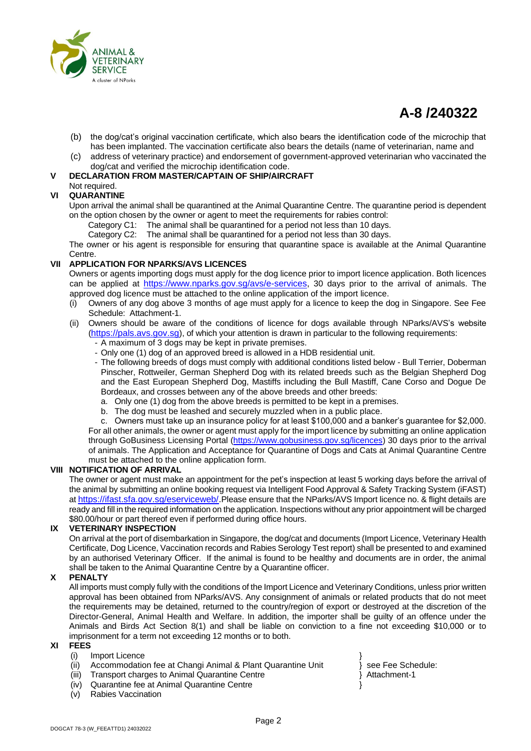# A-8 /240322

(b) the dog/cat's original vaccination certificate, which also bears the identification code of the microchip that has been implanted. The vaccination certificate also bears the details (name of veterinarian, name and

(c) address of veterinary practice) and endorsement of government-approved veterinarian who vaccinated the dog/cat and verified the microchip identification code.

## V DECLARATION FROM MASTER/CAPTAIN OF SHIP/AIRCRAFT

Not required.

## VI QUARANTINE

Upon arrival the animal shall be quarantined at the Animal Quarantine Centre. The quarantine period is dependent on the option chosen by the owner or agent to meet the requirements for rabies control:

Category C1: The animal shall be quarantined for a period not less than 10 days.
Category C2: The animal shall be quarantined for a period not less than 30 days.

The owner or his agent is responsible for ensuring that quarantine space is available at the Animal Quarantine Centre.

## VII APPLICATION FOR NPARKS/AVS LICENCES

Owners or agents importing dogs must apply for the dog licence prior to import licence application. Both licences can be applied at https://www.nparks.gov.sg/avs/e-services, 30 days prior to the arrival of animals. The approved dog licence must be attached to the online application of the import licence.

(i) Owners of any dog above 3 months of age must apply for a licence to keep the dog in Singapore. See Fee Schedule: Attachment-1.

(ii) Owners should be aware of the conditions of licence for dogs available through NParks/AVS's website (https://pals.avs.gov.sg), of which your attention is drawn in particular to the following requirements:
- A maximum of 3 dogs may be kept in private premises.
- Only one (1) dog of an approved breed is allowed in a HDB residential unit.
- The following breeds of dogs must comply with additional conditions listed below - Bull Terrier, Doberman Pinscher, Rottweiler, German Shepherd Dog with its related breeds such as the Belgian Shepherd Dog and the East European Shepherd Dog, Mastiffs including the Bull Mastiff, Cane Corso and Dogue De Bordeaux, and crosses between any of the above breeds and other breeds:
  a. Only one (1) dog from the above breeds is permitted to be kept in a premises.
  b. The dog must be leashed and securely muzzled when in a public place.
  c. Owners must take up an insurance policy for at least $100,000 and a banker's guarantee for $2,000.

For all other animals, the owner or agent must apply for the import licence by submitting an online application through GoBusiness Licensing Portal (https://www.gobusiness.gov.sg/licences) 30 days prior to the arrival of animals. The Application and Acceptance for Quarantine of Dogs and Cats at Animal Quarantine Centre must be attached to the online application form.

## VIII NOTIFICATION OF ARRIVAL

The owner or agent must make an appointment for the pet's inspection at least 5 working days before the arrival of the animal by submitting an online booking request via Intelligent Food Approval & Safety Tracking System (iFAST) at https://ifast.sfa.gov.sg/eserviceweb/.Please ensure that the NParks/AVS Import licence no. & flight details are ready and fill in the required information on the application. Inspections without any prior appointment will be charged $80.00/hour or part thereof even if performed during office hours.

## IX VETERINARY INSPECTION

On arrival at the port of disembarkation in Singapore, the dog/cat and documents (Import Licence, Veterinary Health Certificate, Dog Licence, Vaccination records and Rabies Serology Test report) shall be presented to and examined by an authorised Veterinary Officer. If the animal is found to be healthy and documents are in order, the animal shall be taken to the Animal Quarantine Centre by a Quarantine officer.

## X PENALTY

All imports must comply fully with the conditions of the Import Licence and Veterinary Conditions, unless prior written approval has been obtained from NParks/AVS. Any consignment of animals or related products that do not meet the requirements may be detained, returned to the country/region of export or destroyed at the discretion of the Director-General, Animal Health and Welfare. In addition, the importer shall be guilty of an offence under the Animals and Birds Act Section 8(1) and shall be liable on conviction to a fine not exceeding $10,000 or to imprisonment for a term not exceeding 12 months or to both.

## XI FEES

(i) Import Licence
(ii) Accommodation fee at Changi Animal & Plant Quarantine Unit
(iii) Transport charges to Animal Quarantine Centre
(iv) Quarantine fee at Animal Quarantine Centre
(v) Rabies Vaccination

} see Fee Schedule: Attachment-1

DOGCAT 78-3 (W_FEEATTD1) 24032022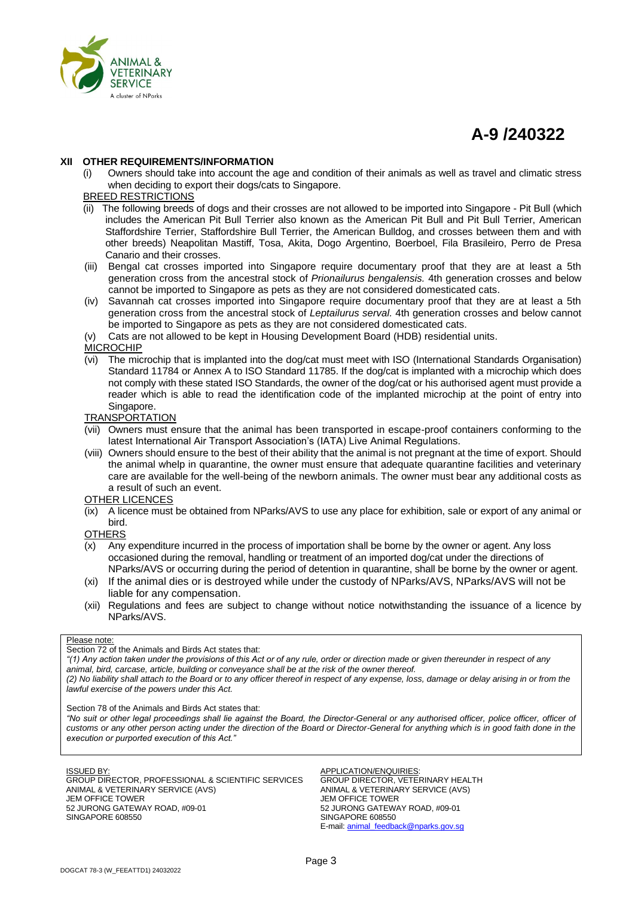**A-9 /240322**

## XII OTHER REQUIREMENTS/INFORMATION

(i) Owners should take into account the age and condition of their animals as well as travel and climatic stress when deciding to export their dogs/cats to Singapore.

BREED RESTRICTIONS

(ii) The following breeds of dogs and their crosses are not allowed to be imported into Singapore - Pit Bull (which includes the American Pit Bull Terrier also known as the American Pit Bull and Pit Bull Terrier, American Staffordshire Terrier, Staffordshire Bull Terrier, the American Bulldog, and crosses between them and with other breeds) Neapolitan Mastiff, Tosa, Akita, Dogo Argentino, Boerboel, Fila Brasileiro, Perro de Presa Canario and their crosses.

(iii) Bengal cat crosses imported into Singapore require documentary proof that they are at least a 5th generation cross from the ancestral stock of *Prionailurus bengalensis.* 4th generation crosses and below cannot be imported to Singapore as pets as they are not considered domesticated cats.

(iv) Savannah cat crosses imported into Singapore require documentary proof that they are at least a 5th generation cross from the ancestral stock of *Leptailurus serval.* 4th generation crosses and below cannot be imported to Singapore as pets as they are not considered domesticated cats.

(v) Cats are not allowed to be kept in Housing Development Board (HDB) residential units.

MICROCHIP

(vi) The microchip that is implanted into the dog/cat must meet with ISO (International Standards Organisation) Standard 11784 or Annex A to ISO Standard 11785. If the dog/cat is implanted with a microchip which does not comply with these stated ISO Standards, the owner of the dog/cat or his authorised agent must provide a reader which is able to read the identification code of the implanted microchip at the point of entry into Singapore.

TRANSPORTATION

(vii) Owners must ensure that the animal has been transported in escape-proof containers conforming to the latest International Air Transport Association's (IATA) Live Animal Regulations.

(viii) Owners should ensure to the best of their ability that the animal is not pregnant at the time of export. Should the animal whelp in quarantine, the owner must ensure that adequate quarantine facilities and veterinary care are available for the well-being of the newborn animals. The owner must bear any additional costs as a result of such an event.

OTHER LICENCES

(ix) A licence must be obtained from NParks/AVS to use any place for exhibition, sale or export of any animal or bird.

OTHERS

(x) Any expenditure incurred in the process of importation shall be borne by the owner or agent. Any loss occasioned during the removal, handling or treatment of an imported dog/cat under the directions of NParks/AVS or occurring during the period of detention in quarantine, shall be borne by the owner or agent.

(xi) If the animal dies or is destroyed while under the custody of NParks/AVS, NParks/AVS will not be liable for any compensation.

(xii) Regulations and fees are subject to change without notice notwithstanding the issuance of a licence by NParks/AVS.

---

Please note:

Section 72 of the Animals and Birds Act states that:

*"(1) Any action taken under the provisions of this Act or of any rule, order or direction made or given thereunder in respect of any animal, bird, carcase, article, building or conveyance shall be at the risk of the owner thereof.*

*(2) No liability shall attach to the Board or to any officer thereof in respect of any expense, loss, damage or delay arising in or from the lawful exercise of the powers under this Act.*

Section 78 of the Animals and Birds Act states that:

*"No suit or other legal proceedings shall lie against the Board, the Director-General or any authorised officer, police officer, officer of customs or any other person acting under the direction of the Board or Director-General for anything which is in good faith done in the execution or purported execution of this Act."*

---

ISSUED BY:
GROUP DIRECTOR, PROFESSIONAL & SCIENTIFIC SERVICES
ANIMAL & VETERINARY SERVICE (AVS)
JEM OFFICE TOWER
52 JURONG GATEWAY ROAD, #09-01
SINGAPORE 608550

APPLICATION/ENQUIRIES:
GROUP DIRECTOR, VETERINARY HEALTH
ANIMAL & VETERINARY SERVICE (AVS)
JEM OFFICE TOWER
52 JURONG GATEWAY ROAD, #09-01
SINGAPORE 608550
E-mail: animal_feedback@nparks.gov.sg

DOGCAT 78-3 (W_FEEATTD1) 24032022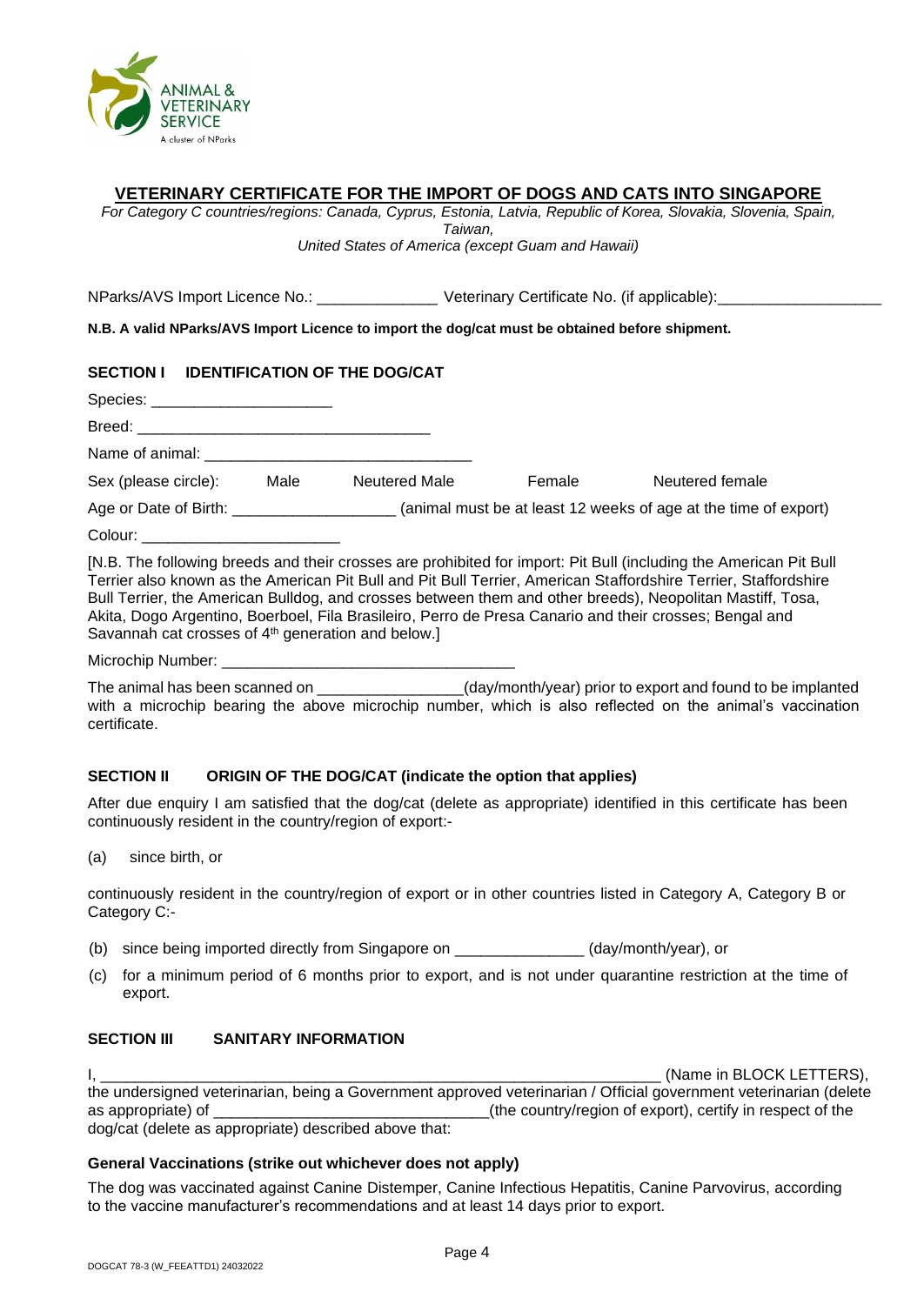# VETERINARY CERTIFICATE FOR THE IMPORT OF DOGS AND CATS INTO SINGAPORE

*For Category C countries/regions: Canada, Cyprus, Estonia, Latvia, Republic of Korea, Slovakia, Slovenia, Spain, Taiwan, United States of America (except Guam and Hawaii)*

NParks/AVS Import Licence No.: ______________ Veterinary Certificate No. (if applicable):___________________

**N.B. A valid NParks/AVS Import Licence to import the dog/cat must be obtained before shipment.**

## SECTION I IDENTIFICATION OF THE DOG/CAT

Species: _____________________

Breed: __________________________________

Name of animal: _______________________________

Sex (please circle): Male Neutered Male Female Neutered female

Age or Date of Birth: ___________________ (animal must be at least 12 weeks of age at the time of export)

Colour: _______________________

[N.B. The following breeds and their crosses are prohibited for import: Pit Bull (including the American Pit Bull Terrier also known as the American Pit Bull and Pit Bull Terrier, American Staffordshire Terrier, Staffordshire Bull Terrier, the American Bulldog, and crosses between them and other breeds), Neopolitan Mastiff, Tosa, Akita, Dogo Argentino, Boerboel, Fila Brasileiro, Perro de Presa Canario and their crosses; Bengal and Savannah cat crosses of 4th generation and below.]

Microchip Number: __________________________________

The animal has been scanned on _________________(day/month/year) prior to export and found to be implanted with a microchip bearing the above microchip number, which is also reflected on the animal's vaccination certificate.

## SECTION II ORIGIN OF THE DOG/CAT (indicate the option that applies)

After due enquiry I am satisfied that the dog/cat (delete as appropriate) identified in this certificate has been continuously resident in the country/region of export:-

(a) since birth, or

continuously resident in the country/region of export or in other countries listed in Category A, Category B or Category C:-

(b) since being imported directly from Singapore on _______________ (day/month/year), or

(c) for a minimum period of 6 months prior to export, and is not under quarantine restriction at the time of export.

## SECTION III SANITARY INFORMATION

I, __________________________________________________________________ (Name in BLOCK LETTERS), the undersigned veterinarian, being a Government approved veterinarian / Official government veterinarian (delete as appropriate) of ________________________________(the country/region of export), certify in respect of the dog/cat (delete as appropriate) described above that:

### General Vaccinations (strike out whichever does not apply)

The dog was vaccinated against Canine Distemper, Canine Infectious Hepatitis, Canine Parvovirus, according to the vaccine manufacturer's recommendations and at least 14 days prior to export.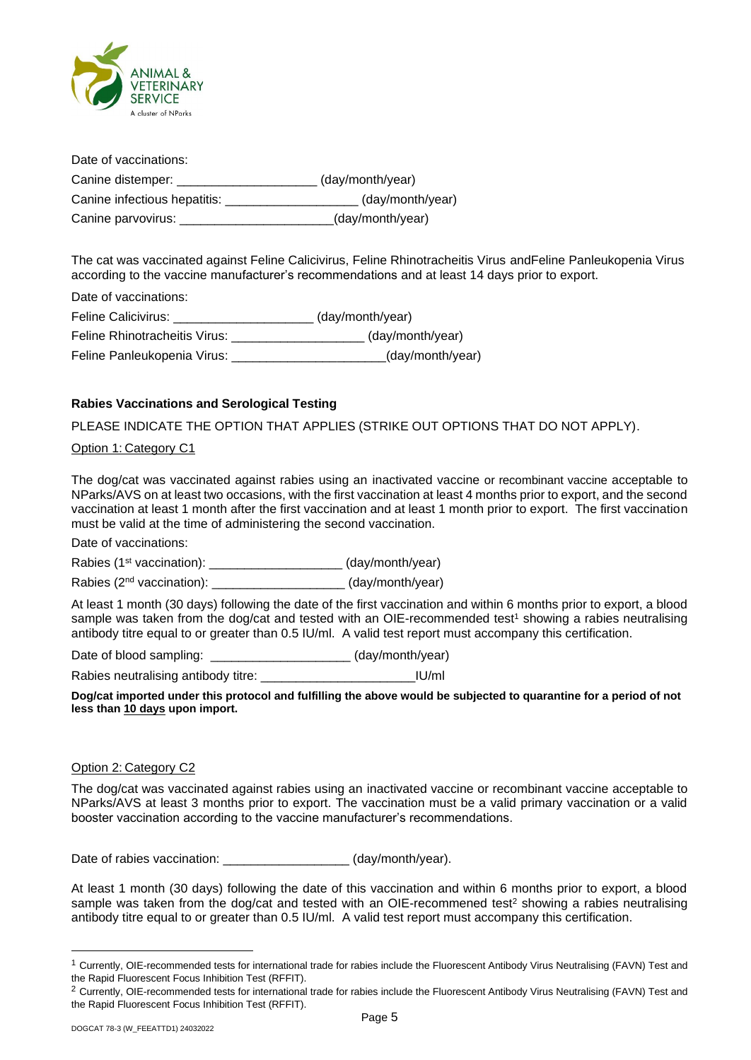Date of vaccinations:

Canine distemper: ___________________ (day/month/year)

Canine infectious hepatitis: __________________ (day/month/year)

Canine parvovirus: _____________________(day/month/year)

The cat was vaccinated against Feline Calicivirus, Feline Rhinotracheitis Virus andFeline Panleukopenia Virus according to the vaccine manufacturer's recommendations and at least 14 days prior to export.

Date of vaccinations:

Feline Calicivirus: ____________________ (day/month/year)

Feline Rhinotracheitis Virus: __________________ (day/month/year)

Feline Panleukopenia Virus: _____________________(day/month/year)

**Rabies Vaccinations and Serological Testing**

PLEASE INDICATE THE OPTION THAT APPLIES (STRIKE OUT OPTIONS THAT DO NOT APPLY).

Option 1: Category C1

The dog/cat was vaccinated against rabies using an inactivated vaccine or recombinant vaccine acceptable to NParks/AVS on at least two occasions, with the first vaccination at least 4 months prior to export, and the second vaccination at least 1 month after the first vaccination and at least 1 month prior to export. The first vaccination must be valid at the time of administering the second vaccination.

Date of vaccinations:

Rabies (1st vaccination): __________________ (day/month/year)

Rabies (2nd vaccination): __________________ (day/month/year)

At least 1 month (30 days) following the date of the first vaccination and within 6 months prior to export, a blood sample was taken from the dog/cat and tested with an OIE-recommended test[1] showing a rabies neutralising antibody titre equal to or greater than 0.5 IU/ml. A valid test report must accompany this certification.

Date of blood sampling: ___________________ (day/month/year)

Rabies neutralising antibody titre: _____________________IU/ml

**Dog/cat imported under this protocol and fulfilling the above would be subjected to quarantine for a period of not less than 10 days upon import.**

Option 2: Category C2

The dog/cat was vaccinated against rabies using an inactivated vaccine or recombinant vaccine acceptable to NParks/AVS at least 3 months prior to export. The vaccination must be a valid primary vaccination or a valid booster vaccination according to the vaccine manufacturer's recommendations.

Date of rabies vaccination: _________________ (day/month/year).

At least 1 month (30 days) following the date of this vaccination and within 6 months prior to export, a blood sample was taken from the dog/cat and tested with an OIE-recommened test[2] showing a rabies neutralising antibody titre equal to or greater than 0.5 IU/ml. A valid test report must accompany this certification.

[1] Currently, OIE-recommended tests for international trade for rabies include the Fluorescent Antibody Virus Neutralising (FAVN) Test and the Rapid Fluorescent Focus Inhibition Test (RFFIT).

[2] Currently, OIE-recommended tests for international trade for rabies include the Fluorescent Antibody Virus Neutralising (FAVN) Test and the Rapid Fluorescent Focus Inhibition Test (RFFIT).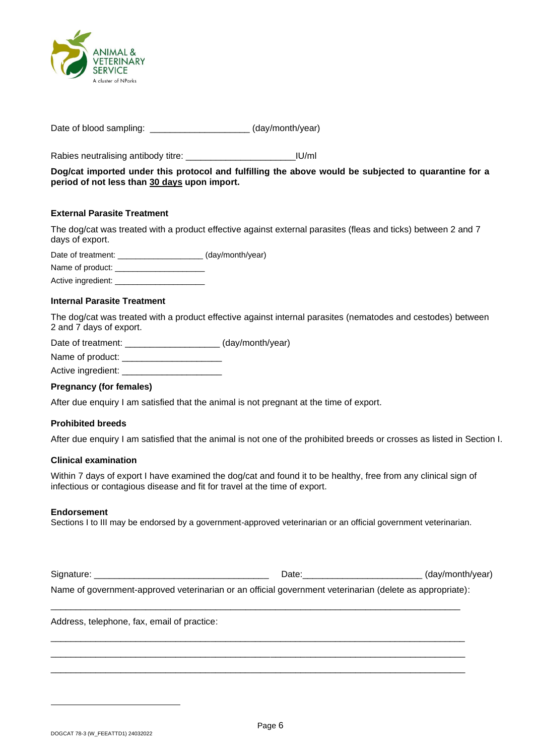Date of blood sampling: ____________________ (day/month/year)

Rabies neutralising antibody titre: ______________________IU/ml

**Dog/cat imported under this protocol and fulfilling the above would be subjected to quarantine for a period of not less than 30 days upon import.**

**External Parasite Treatment**

The dog/cat was treated with a product effective against external parasites (fleas and ticks) between 2 and 7 days of export.

Date of treatment: ___________________ (day/month/year)

Name of product: ____________________

Active ingredient: ____________________

**Internal Parasite Treatment**

The dog/cat was treated with a product effective against internal parasites (nematodes and cestodes) between 2 and 7 days of export.

Date of treatment: ___________________ (day/month/year)

Name of product: ____________________

Active ingredient: ____________________

**Pregnancy (for females)**

After due enquiry I am satisfied that the animal is not pregnant at the time of export.

**Prohibited breeds**

After due enquiry I am satisfied that the animal is not one of the prohibited breeds or crosses as listed in Section I.

**Clinical examination**

Within 7 days of export I have examined the dog/cat and found it to be healthy, free from any clinical sign of infectious or contagious disease and fit for travel at the time of export.

**Endorsement**

Sections I to III may be endorsed by a government-approved veterinarian or an official government veterinarian.

Signature: ___________________________________ Date:________________________ (day/month/year)

Name of government-approved veterinarian or an official government veterinarian (delete as appropriate):

_____________________________________________________________________________________

Address, telephone, fax, email of practice:

_____________________________________________________________________________________

_____________________________________________________________________________________

_____________________________________________________________________________________

DOGCAT 78-3 (W_FEEATTD1) 24032022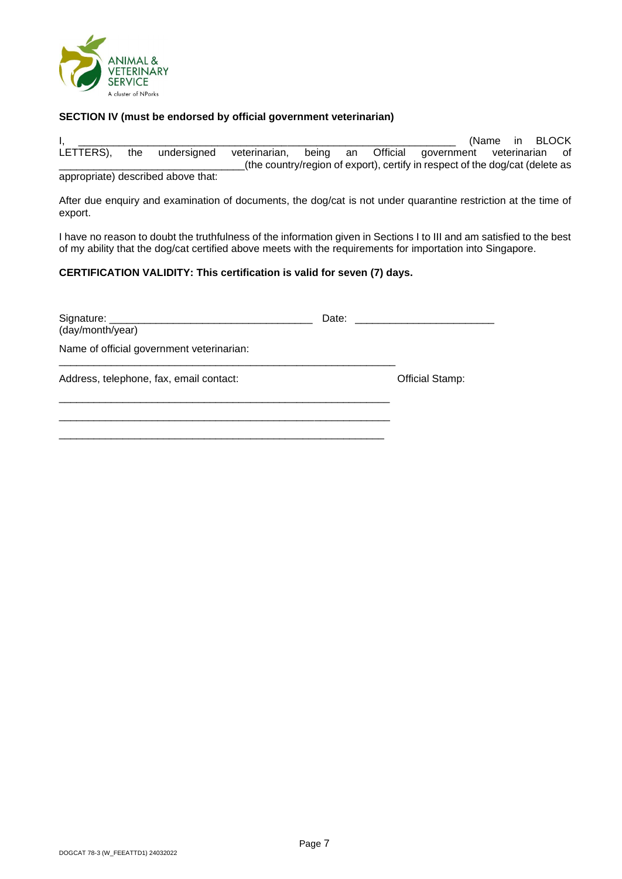**SECTION IV (must be endorsed by official government veterinarian)**

I, ____________________________________________________________ (Name in BLOCK LETTERS), the undersigned veterinarian, being an Official government veterinarian of _____________________________(the country/region of export), certify in respect of the dog/cat (delete as appropriate) described above that:

After due enquiry and examination of documents, the dog/cat is not under quarantine restriction at the time of export.

I have no reason to doubt the truthfulness of the information given in Sections I to III and am satisfied to the best of my ability that the dog/cat certified above meets with the requirements for importation into Singapore.

**CERTIFICATION VALIDITY: This certification is valid for seven (7) days.**

Signature: ________________________________ Date: ______________________
(day/month/year)

Name of official government veterinarian:

_____________________________________________________

Address, telephone, fax, email contact: Official Stamp:

_____________________________________________________

_____________________________________________________

_____________________________________________________

DOGCAT 78-3 (W_FEEATTD1) 24032022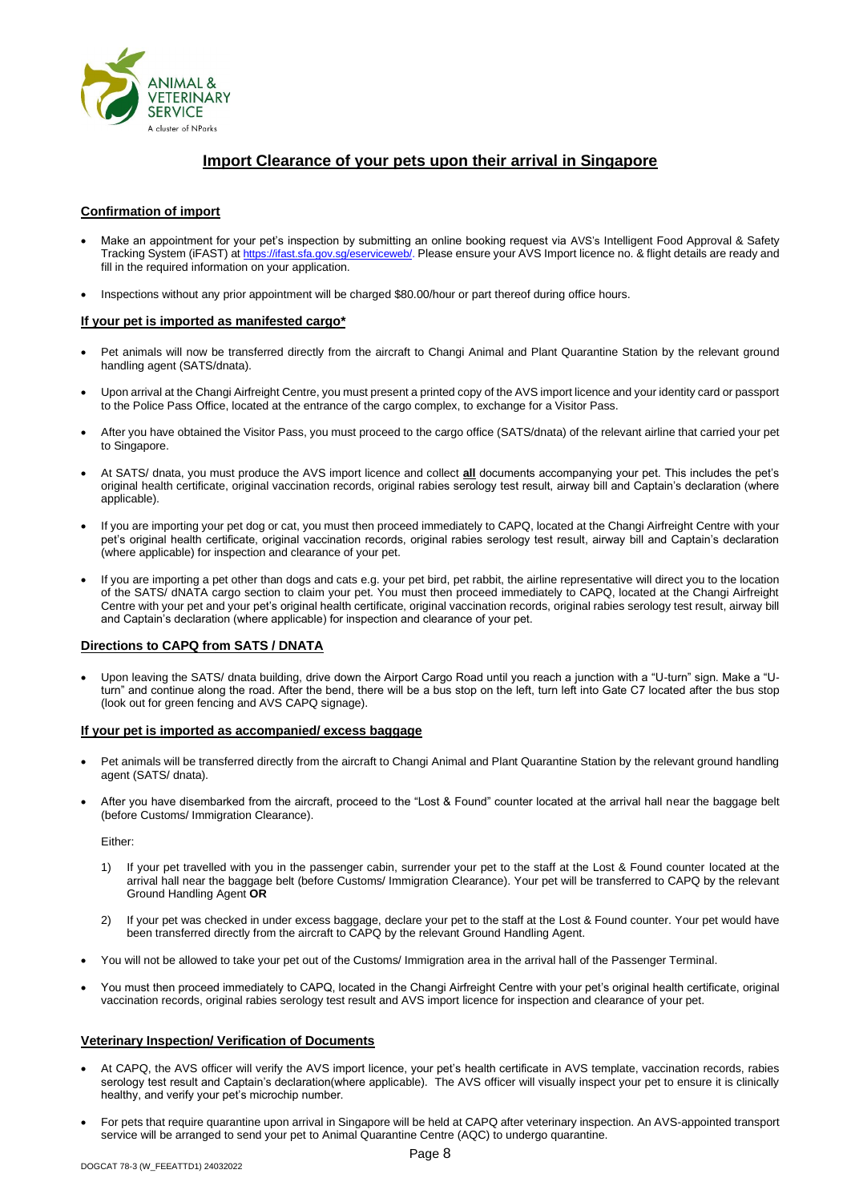## Import Clearance of your pets upon their arrival in Singapore

### Confirmation of import

- Make an appointment for your pet's inspection by submitting an online booking request via AVS's Intelligent Food Approval & Safety Tracking System (iFAST) at https://ifast.sfa.gov.sg/eserviceweb/. Please ensure your AVS Import licence no. & flight details are ready and fill in the required information on your application.
- Inspections without any prior appointment will be charged $80.00/hour or part thereof during office hours.

### If your pet is imported as manifested cargo*

- Pet animals will now be transferred directly from the aircraft to Changi Animal and Plant Quarantine Station by the relevant ground handling agent (SATS/dnata).
- Upon arrival at the Changi Airfreight Centre, you must present a printed copy of the AVS import licence and your identity card or passport to the Police Pass Office, located at the entrance of the cargo complex, to exchange for a Visitor Pass.
- After you have obtained the Visitor Pass, you must proceed to the cargo office (SATS/dnata) of the relevant airline that carried your pet to Singapore.
- At SATS/ dnata, you must produce the AVS import licence and collect **all** documents accompanying your pet. This includes the pet's original health certificate, original vaccination records, original rabies serology test result, airway bill and Captain's declaration (where applicable).
- If you are importing your pet dog or cat, you must then proceed immediately to CAPQ, located at the Changi Airfreight Centre with your pet's original health certificate, original vaccination records, original rabies serology test result, airway bill and Captain's declaration (where applicable) for inspection and clearance of your pet.
- If you are importing a pet other than dogs and cats e.g. your pet bird, pet rabbit, the airline representative will direct you to the location of the SATS/ dNATA cargo section to claim your pet. You must then proceed immediately to CAPQ, located at the Changi Airfreight Centre with your pet and your pet's original health certificate, original vaccination records, original rabies serology test result, airway bill and Captain's declaration (where applicable) for inspection and clearance of your pet.

### Directions to CAPQ from SATS / DNATA

- Upon leaving the SATS/ dnata building, drive down the Airport Cargo Road until you reach a junction with a "U-turn" sign. Make a "U-turn" and continue along the road. After the bend, there will be a bus stop on the left, turn left into Gate C7 located after the bus stop (look out for green fencing and AVS CAPQ signage).

### If your pet is imported as accompanied/ excess baggage

- Pet animals will be transferred directly from the aircraft to Changi Animal and Plant Quarantine Station by the relevant ground handling agent (SATS/ dnata).
- After you have disembarked from the aircraft, proceed to the "Lost & Found" counter located at the arrival hall near the baggage belt (before Customs/ Immigration Clearance).

  Either:

  1) If your pet travelled with you in the passenger cabin, surrender your pet to the staff at the Lost & Found counter located at the arrival hall near the baggage belt (before Customs/ Immigration Clearance). Your pet will be transferred to CAPQ by the relevant Ground Handling Agent **OR**
  2) If your pet was checked in under excess baggage, declare your pet to the staff at the Lost & Found counter. Your pet would have been transferred directly from the aircraft to CAPQ by the relevant Ground Handling Agent.

- You will not be allowed to take your pet out of the Customs/ Immigration area in the arrival hall of the Passenger Terminal.
- You must then proceed immediately to CAPQ, located in the Changi Airfreight Centre with your pet's original health certificate, original vaccination records, original rabies serology test result and AVS import licence for inspection and clearance of your pet.

### Veterinary Inspection/ Verification of Documents

- At CAPQ, the AVS officer will verify the AVS import licence, your pet's health certificate in AVS template, vaccination records, rabies serology test result and Captain's declaration(where applicable). The AVS officer will visually inspect your pet to ensure it is clinically healthy, and verify your pet's microchip number.
- For pets that require quarantine upon arrival in Singapore will be held at CAPQ after veterinary inspection. An AVS-appointed transport service will be arranged to send your pet to Animal Quarantine Centre (AQC) to undergo quarantine.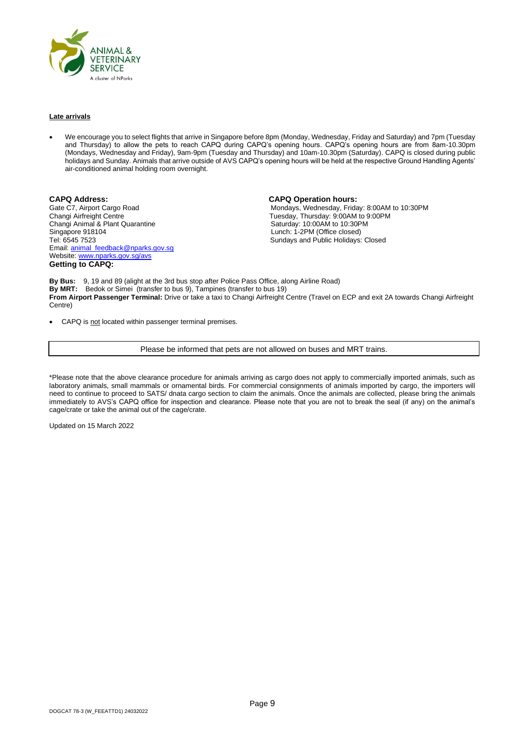**Late arrivals**

- We encourage you to select flights that arrive in Singapore before 8pm (Monday, Wednesday, Friday and Saturday) and 7pm (Tuesday and Thursday) to allow the pets to reach CAPQ during CAPQ's opening hours. CAPQ's opening hours are from 8am-10.30pm (Mondays, Wednesday and Friday), 9am-9pm (Tuesday and Thursday) and 10am-10.30pm (Saturday). CAPQ is closed during public holidays and Sunday. Animals that arrive outside of AVS CAPQ's opening hours will be held at the respective Ground Handling Agents' air-conditioned animal holding room overnight.

**CAPQ Address:**
Gate C7, Airport Cargo Road
Changi Airfreight Centre
Changi Animal & Plant Quarantine
Singapore 918104
Tel: 6545 7523
Email: animal_feedback@nparks.gov.sg
Website: www.nparks.gov.sg/avs

**CAPQ Operation hours:**
Mondays, Wednesday, Friday: 8:00AM to 10:30PM
Tuesday, Thursday: 9:00AM to 9:00PM
Saturday: 10:00AM to 10:30PM
Lunch: 1-2PM (Office closed)
Sundays and Public Holidays: Closed

**Getting to CAPQ:**

**By Bus:** 9, 19 and 89 (alight at the 3rd bus stop after Police Pass Office, along Airline Road)
**By MRT:** Bedok or Simei (transfer to bus 9), Tampines (transfer to bus 19)
**From Airport Passenger Terminal:** Drive or take a taxi to Changi Airfreight Centre (Travel on ECP and exit 2A towards Changi Airfreight Centre)

- CAPQ is not located within passenger terminal premises.

| Please be informed that pets are not allowed on buses and MRT trains. |
|---|

*Please note that the above clearance procedure for animals arriving as cargo does not apply to commercially imported animals, such as laboratory animals, small mammals or ornamental birds. For commercial consignments of animals imported by cargo, the importers will need to continue to proceed to SATS/ dnata cargo section to claim the animals. Once the animals are collected, please bring the animals immediately to AVS's CAPQ office for inspection and clearance. Please note that you are not to break the seal (if any) on the animal's cage/crate or take the animal out of the cage/crate.

Updated on 15 March 2022

DOGCAT 78-3 (W_FEEATTD1) 24032022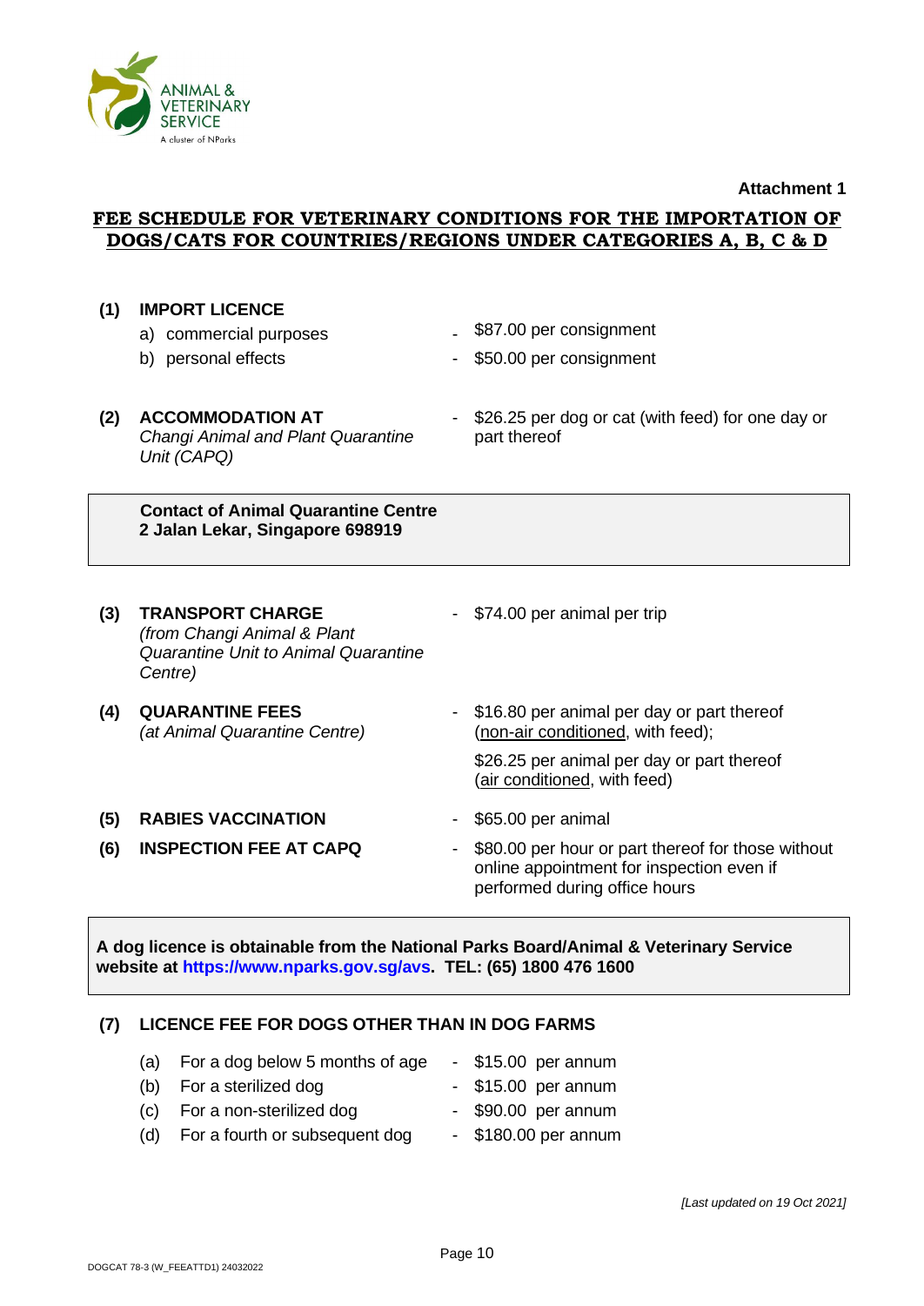Attachment 1

## FEE SCHEDULE FOR VETERINARY CONDITIONS FOR THE IMPORTATION OF DOGS/CATS FOR COUNTRIES/REGIONS UNDER CATEGORIES A, B, C & D

**(1) IMPORT LICENCE**

a) commercial purposes - $87.00 per consignment

b) personal effects - $50.00 per consignment

**(2) ACCOMMODATION AT** *Changi Animal and Plant Quarantine Unit (CAPQ)* - $26.25 per dog or cat (with feed) for one day or part thereof

**Contact of Animal Quarantine Centre**
**2 Jalan Lekar, Singapore 698919**

**(3) TRANSPORT CHARGE** *(from Changi Animal & Plant Quarantine Unit to Animal Quarantine Centre)* - $74.00 per animal per trip

**(4) QUARANTINE FEES** *(at Animal Quarantine Centre)* - $16.80 per animal per day or part thereof (non-air conditioned, with feed);

$26.25 per animal per day or part thereof (air conditioned, with feed)

**(5) RABIES VACCINATION** - $65.00 per animal

**(6) INSPECTION FEE AT CAPQ** - $80.00 per hour or part thereof for those without online appointment for inspection even if performed during office hours

**A dog licence is obtainable from the National Parks Board/Animal & Veterinary Service website at https://www.nparks.gov.sg/avs. TEL: (65) 1800 476 1600**

**(7) LICENCE FEE FOR DOGS OTHER THAN IN DOG FARMS**

(a) For a dog below 5 months of age - $15.00 per annum

(b) For a sterilized dog - $15.00 per annum

(c) For a non-sterilized dog - $90.00 per annum

(d) For a fourth or subsequent dog - $180.00 per annum

*[Last updated on 19 Oct 2021]*

DOGCAT 78-3 (W_FEEATTD1) 24032022